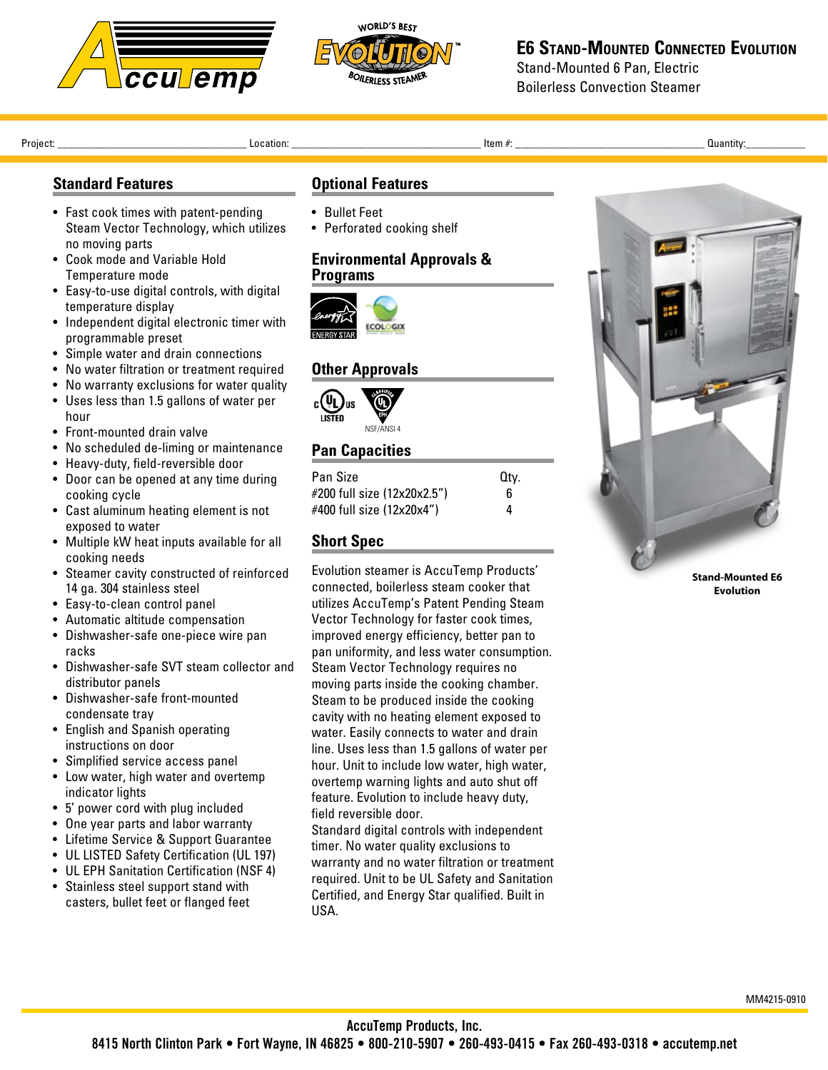# E6 Stand-Mounted Connected Evolution

Stand-Mounted 6 Pan, Electric
Boilerless Convection Steamer

Project: ____________ Location: ____________ Item #: ____________ Quantity: ____________

## Standard Features

- Fast cook times with patent-pending Steam Vector Technology, which utilizes no moving parts
- Cook mode and Variable Hold Temperature mode
- Easy-to-use digital controls, with digital temperature display
- Independent digital electronic timer with programmable preset
- Simple water and drain connections
- No water filtration or treatment required
- No warranty exclusions for water quality
- Uses less than 1.5 gallons of water per hour
- Front-mounted drain valve
- No scheduled de-liming or maintenance
- Heavy-duty, field-reversible door
- Door can be opened at any time during cooking cycle
- Cast aluminum heating element is not exposed to water
- Multiple kW heat inputs available for all cooking needs
- Steamer cavity constructed of reinforced 14 ga. 304 stainless steel
- Easy-to-clean control panel
- Automatic altitude compensation
- Dishwasher-safe one-piece wire pan racks
- Dishwasher-safe SVT steam collector and distributor panels
- Dishwasher-safe front-mounted condensate tray
- English and Spanish operating instructions on door
- Simplified service access panel
- Low water, high water and overtemp indicator lights
- 5' power cord with plug included
- One year parts and labor warranty
- Lifetime Service & Support Guarantee
- UL LISTED Safety Certification (UL 197)
- UL EPH Sanitation Certification (NSF 4)
- Stainless steel support stand with casters, bullet feet or flanged feet

## Optional Features

- Bullet Feet
- Perforated cooking shelf

## Environmental Approvals & Programs

ENERGY STAR · ECOLOGIX

## Other Approvals

c UL us LISTED · UL EPH CLASSIFIED NSF/ANSI 4

## Pan Capacities

| Pan Size | Qty. |
|---|---|
| #200 full size (12x20x2.5") | 6 |
| #400 full size (12x20x4") | 4 |

## Short Spec

Evolution steamer is AccuTemp Products' connected, boilerless steam cooker that utilizes AccuTemp's Patent Pending Steam Vector Technology for faster cook times, improved energy efficiency, better pan to pan uniformity, and less water consumption. Steam Vector Technology requires no moving parts inside the cooking chamber. Steam to be produced inside the cooking cavity with no heating element exposed to water. Easily connects to water and drain line. Uses less than 1.5 gallons of water per hour. Unit to include low water, high water, overtemp warning lights and auto shut off feature. Evolution to include heavy duty, field reversible door.

Standard digital controls with independent timer. No water quality exclusions to warranty and no water filtration or treatment required. Unit to be UL Safety and Sanitation Certified, and Energy Star qualified. Built in USA.

**Stand-Mounted E6 Evolution**

MM4215-0910

**AccuTemp Products, Inc.**
**8415 North Clinton Park • Fort Wayne, IN 46825 • 800-210-5907 • 260-493-0415 • Fax 260-493-0318 • accutemp.net**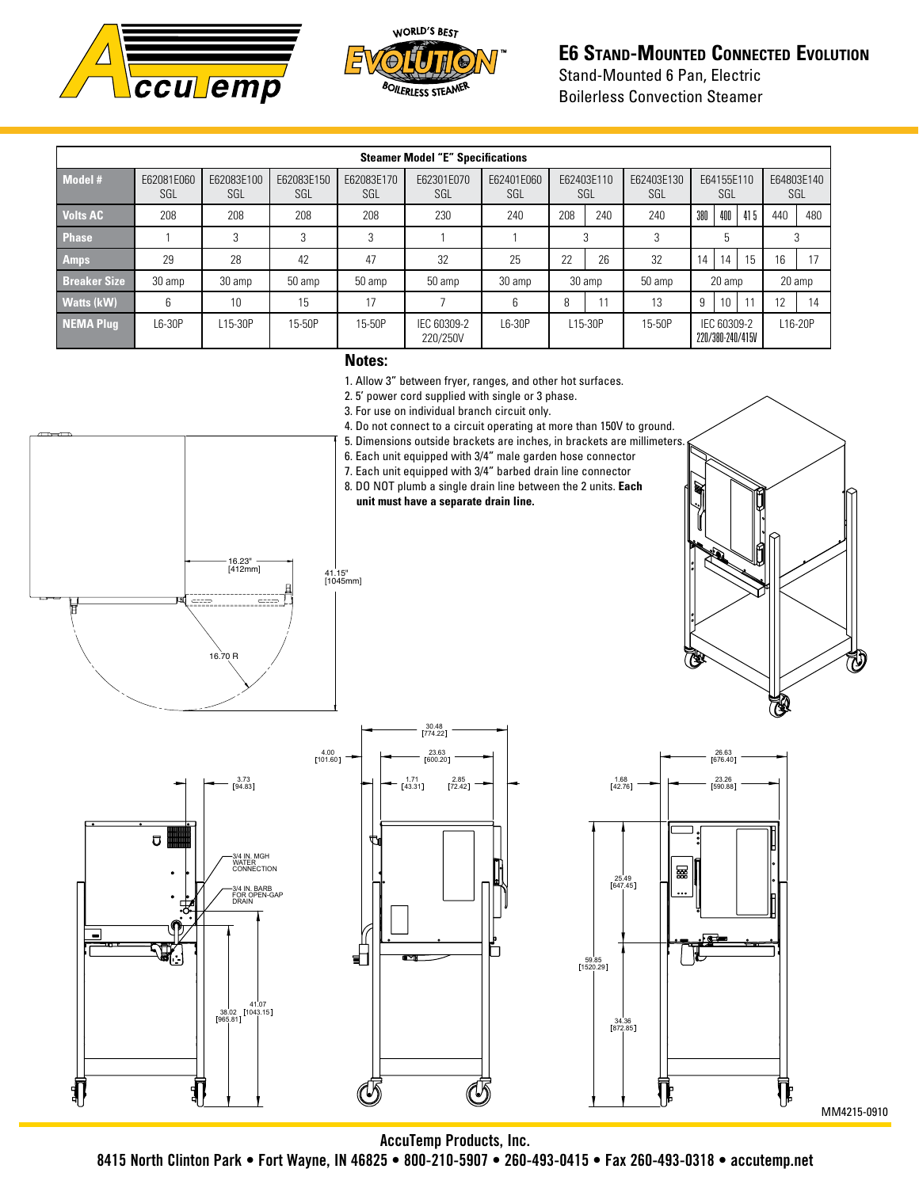# E6 Stand-Mounted Connected Evolution

Stand-Mounted 6 Pan, Electric
Boilerless Convection Steamer

| Steamer Model "E" Specifications | | | | | | | | | | | | | | | | | |
|---|---|---|---|---|---|---|---|---|---|---|---|---|---|---|---|---|---|
| **Model #** | E62081E060 SGL | E62083E100 SGL | E62083E150 SGL | E62083E170 SGL | E62301E070 SGL | E62401E060 SGL | E62403E110 SGL | | E62403E130 SGL | E64155E110 SGL | | | E64803E140 SGL | |
| **Volts AC** | 208 | 208 | 208 | 208 | 230 | 240 | 208 | 240 | 240 | 380 | 400 | 415 | 440 | 480 |
| **Phase** | 1 | 3 | 3 | 3 | 1 | 1 | 3 | | 3 | 5 | | | 3 | |
| **Amps** | 29 | 28 | 42 | 47 | 32 | 25 | 22 | 26 | 32 | 14 | 14 | 15 | 16 | 17 |
| **Breaker Size** | 30 amp | 30 amp | 50 amp | 50 amp | 50 amp | 30 amp | 30 amp | | 50 amp | 20 amp | | | 20 amp | |
| **Watts (kW)** | 6 | 10 | 15 | 17 | 7 | 6 | 8 | 11 | 13 | 9 | 10 | 11 | 12 | 14 |
| **NEMA Plug** | L6-30P | L15-30P | 15-50P | 15-50P | IEC 60309-2 220/250V | L6-30P | L15-30P | | 15-50P | IEC 60309-2 220/380-240/415V | | | L16-20P | |

## Notes:

1. Allow 3" between fryer, ranges, and other hot surfaces.
2. 5' power cord supplied with single or 3 phase.
3. For use on individual branch circuit only.
4. Do not connect to a circuit operating at more than 150V to ground.
5. Dimensions outside brackets are inches, in brackets are millimeters.
6. Each unit equipped with 3/4" male garden hose connector
7. Each unit equipped with 3/4" barbed drain line connector
8. DO NOT plumb a single drain line between the 2 units. **Each unit must have a separate drain line.**

16.23"
[412mm]

41.15"
[1045mm]

16.70 R

3.73
[94.83]

3/4 IN. MGH WATER CONNECTION

3/4 IN. BARB FOR OPEN-GAP DRAIN

38.02 [965.81]

41.07 [1043.15]

30.48
[774.22]

4.00
[101.60]

23.63
[600.20]

1.71
[43.31]

2.85
[72.42]

26.63
[676.40]

1.68
[42.76]

23.26
[590.88]

25.49
[647.45]

59.85
[1520.29]

34.36
[872.85]

MM4215-0910

AccuTemp Products, Inc.
8415 North Clinton Park • Fort Wayne, IN 46825 • 800-210-5907 • 260-493-0415 • Fax 260-493-0318 • accutemp.net